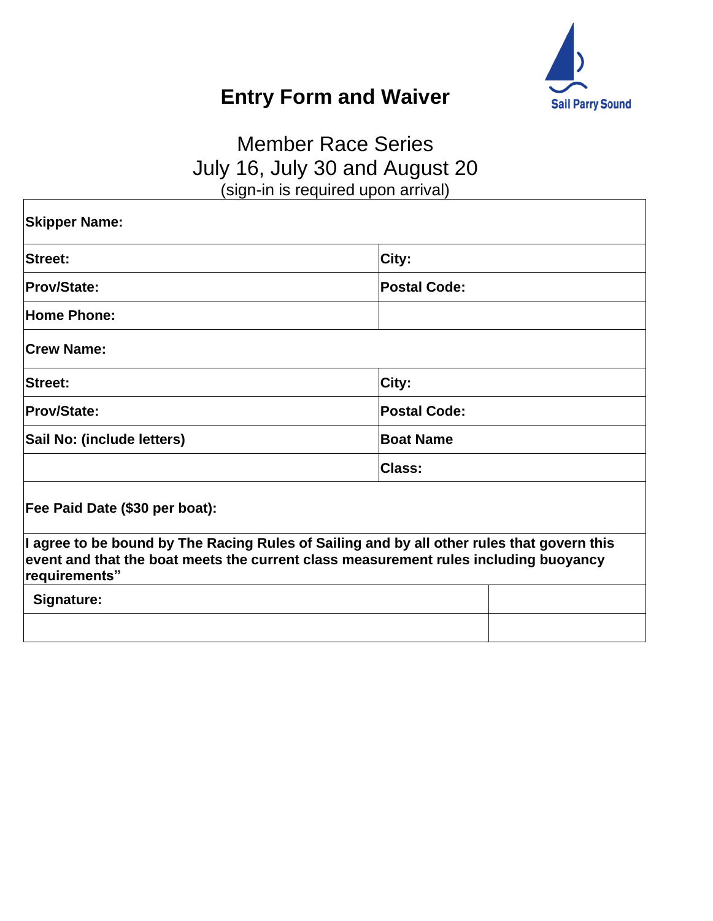# Entry Form and Waiver

Sail Parry Sound

## Member Race Series
## July 16, July 30 and August 20
(sign-in is required upon arrival)

| | |
|---|---|
| **Skipper Name:** | |
| **Street:** | **City:** |
| **Prov/State:** | **Postal Code:** |
| **Home Phone:** | |
| **Crew Name:** | |
| **Street:** | **City:** |
| **Prov/State:** | **Postal Code:** |
| **Sail No: (include letters)** | **Boat Name** |
| | **Class:** |
| **Fee Paid Date ($30 per boat):** | |

**I agree to be bound by The Racing Rules of Sailing and by all other rules that govern this event and that the boat meets the current class measurement rules including buoyancy requirements"**

| | |
|---|---|
| **Signature:** | |
| | |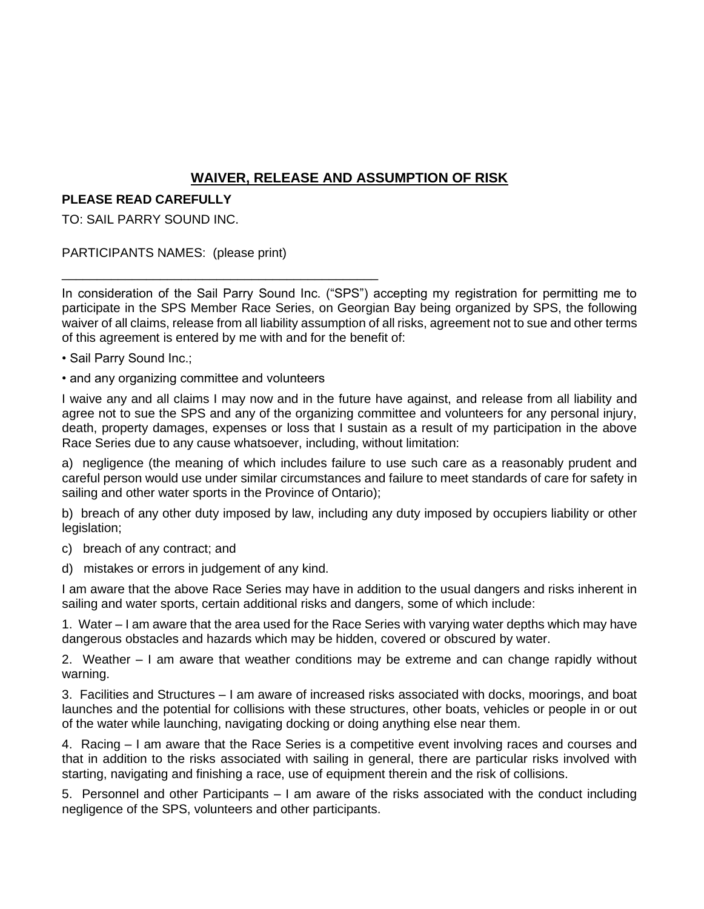## WAIVER, RELEASE AND ASSUMPTION OF RISK

**PLEASE READ CAREFULLY**

TO: SAIL PARRY SOUND INC.

PARTICIPANTS NAMES: (please print)

_______________________________________________

In consideration of the Sail Parry Sound Inc. ("SPS") accepting my registration for permitting me to participate in the SPS Member Race Series, on Georgian Bay being organized by SPS, the following waiver of all claims, release from all liability assumption of all risks, agreement not to sue and other terms of this agreement is entered by me with and for the benefit of:

- Sail Parry Sound Inc.;
- and any organizing committee and volunteers

I waive any and all claims I may now and in the future have against, and release from all liability and agree not to sue the SPS and any of the organizing committee and volunteers for any personal injury, death, property damages, expenses or loss that I sustain as a result of my participation in the above Race Series due to any cause whatsoever, including, without limitation:

a) negligence (the meaning of which includes failure to use such care as a reasonably prudent and careful person would use under similar circumstances and failure to meet standards of care for safety in sailing and other water sports in the Province of Ontario);

b) breach of any other duty imposed by law, including any duty imposed by occupiers liability or other legislation;

c) breach of any contract; and

d) mistakes or errors in judgement of any kind.

I am aware that the above Race Series may have in addition to the usual dangers and risks inherent in sailing and water sports, certain additional risks and dangers, some of which include:

1. Water – I am aware that the area used for the Race Series with varying water depths which may have dangerous obstacles and hazards which may be hidden, covered or obscured by water.

2. Weather – I am aware that weather conditions may be extreme and can change rapidly without warning.

3. Facilities and Structures – I am aware of increased risks associated with docks, moorings, and boat launches and the potential for collisions with these structures, other boats, vehicles or people in or out of the water while launching, navigating docking or doing anything else near them.

4. Racing – I am aware that the Race Series is a competitive event involving races and courses and that in addition to the risks associated with sailing in general, there are particular risks involved with starting, navigating and finishing a race, use of equipment therein and the risk of collisions.

5. Personnel and other Participants – I am aware of the risks associated with the conduct including negligence of the SPS, volunteers and other participants.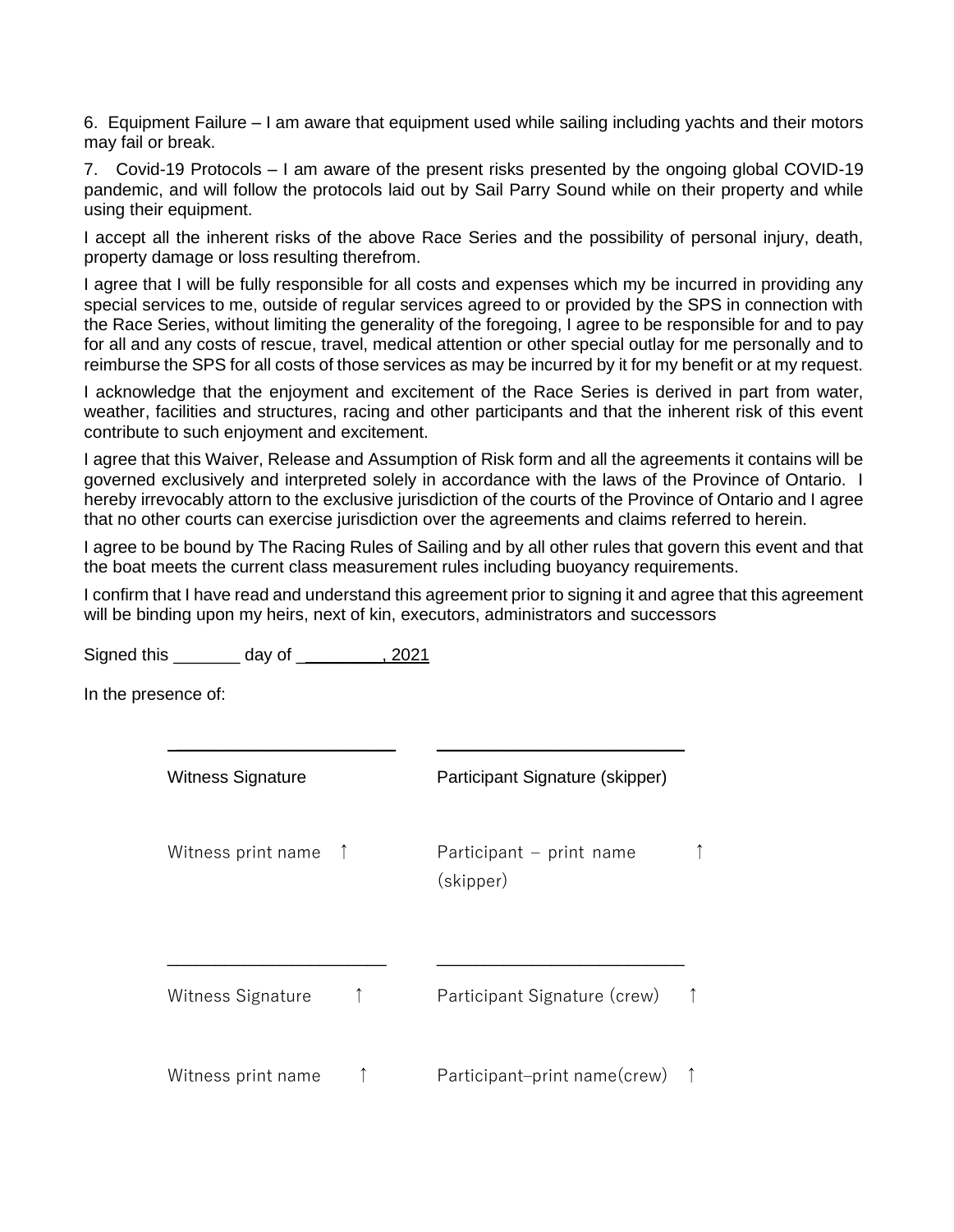6. Equipment Failure – I am aware that equipment used while sailing including yachts and their motors may fail or break.

7. Covid-19 Protocols – I am aware of the present risks presented by the ongoing global COVID-19 pandemic, and will follow the protocols laid out by Sail Parry Sound while on their property and while using their equipment.

I accept all the inherent risks of the above Race Series and the possibility of personal injury, death, property damage or loss resulting therefrom.

I agree that I will be fully responsible for all costs and expenses which my be incurred in providing any special services to me, outside of regular services agreed to or provided by the SPS in connection with the Race Series, without limiting the generality of the foregoing, I agree to be responsible for and to pay for all and any costs of rescue, travel, medical attention or other special outlay for me personally and to reimburse the SPS for all costs of those services as may be incurred by it for my benefit or at my request.

I acknowledge that the enjoyment and excitement of the Race Series is derived in part from water, weather, facilities and structures, racing and other participants and that the inherent risk of this event contribute to such enjoyment and excitement.

I agree that this Waiver, Release and Assumption of Risk form and all the agreements it contains will be governed exclusively and interpreted solely in accordance with the laws of the Province of Ontario. I hereby irrevocably attorn to the exclusive jurisdiction of the courts of the Province of Ontario and I agree that no other courts can exercise jurisdiction over the agreements and claims referred to herein.

I agree to be bound by The Racing Rules of Sailing and by all other rules that govern this event and that the boat meets the current class measurement rules including buoyancy requirements.

I confirm that I have read and understand this agreement prior to signing it and agree that this agreement will be binding upon my heirs, next of kin, executors, administrators and successors

Signed this _______ day of _________, 2021

In the presence of:

| | |
|---|---|
| ________________________ | ________________________ |
| Witness Signature | Participant Signature (skipper) |
| Witness print name ↑ | Participant – print name (skipper) ↑ |
| ________________________ | ________________________ |
| Witness Signature ↑ | Participant Signature (crew) ↑ |
| Witness print name ↑ | Participant–print name(crew) ↑ |